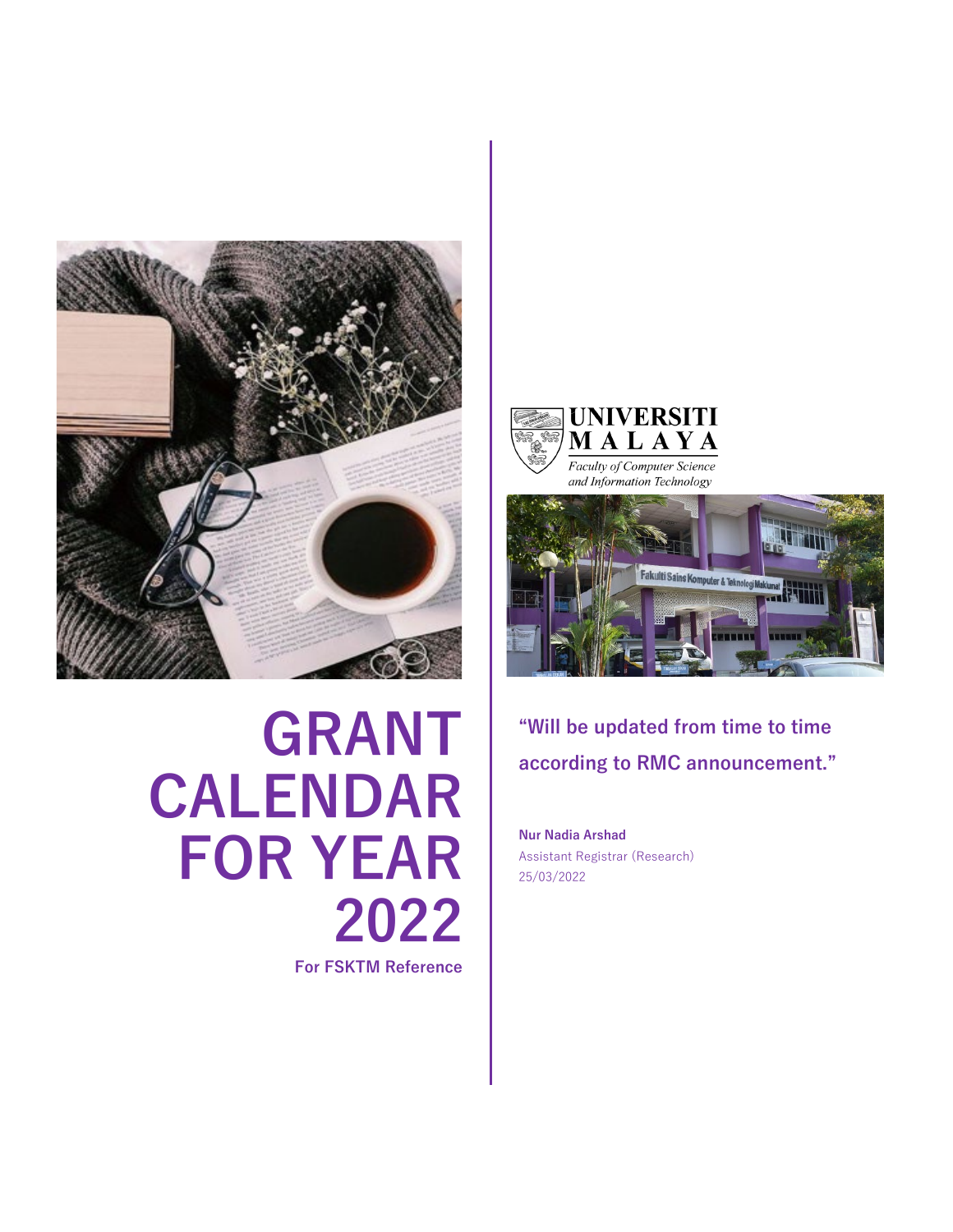# GRANT CALENDAR FOR YEAR 2022

**For FSKTM Reference**

UNIVERSITI MALAYA

*Faculty of Computer Science and Information Technology*

**"Will be updated from time to time according to RMC announcement."**

**Nur Nadia Arshad**

Assistant Registrar (Research)

25/03/2022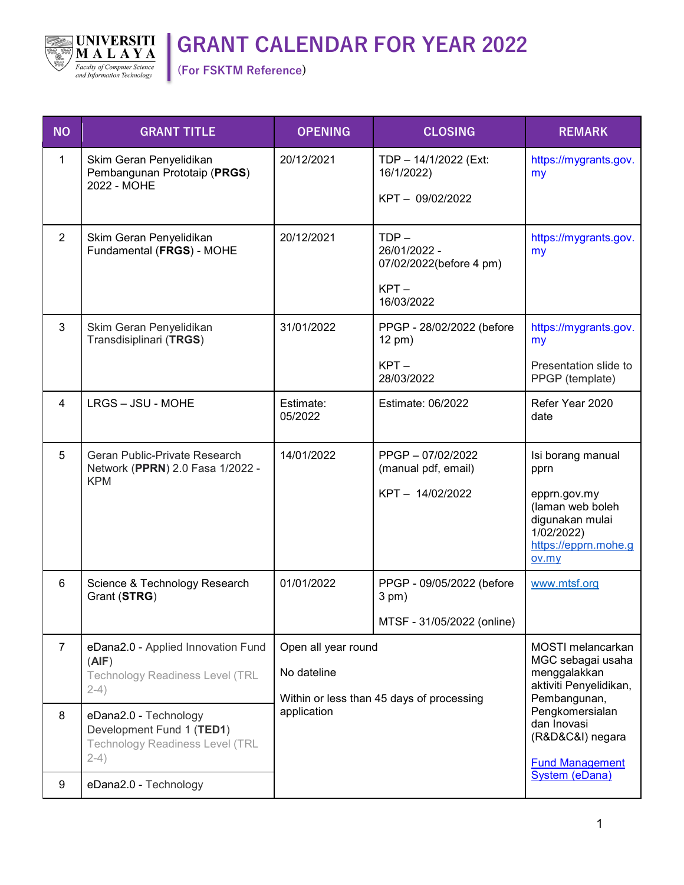# GRANT CALENDAR FOR YEAR 2022

(For FSKTM Reference)

| NO | GRANT TITLE | OPENING | CLOSING | REMARK |
|---|---|---|---|---|
| 1 | Skim Geran Penyelidikan Pembangunan Prototaip (**PRGS**) 2022 - MOHE | 20/12/2021 | TDP – 14/1/2022 (Ext: 16/1/2022)<br><br>KPT – 09/02/2022 | https://mygrants.gov.my |
| 2 | Skim Geran Penyelidikan Fundamental (**FRGS**) - MOHE | 20/12/2021 | TDP – 26/01/2022 - 07/02/2022(before 4 pm)<br><br>KPT – 16/03/2022 | https://mygrants.gov.my |
| 3 | Skim Geran Penyelidikan Transdisiplinari (**TRGS**) | 31/01/2022 | PPGP - 28/02/2022 (before 12 pm)<br><br>KPT – 28/03/2022 | https://mygrants.gov.my<br><br>Presentation slide to PPGP (template) |
| 4 | LRGS – JSU - MOHE | Estimate: 05/2022 | Estimate: 06/2022 | Refer Year 2020 date |
| 5 | Geran Public-Private Research Network (**PPRN**) 2.0 Fasa 1/2022 - KPM | 14/01/2022 | PPGP – 07/02/2022 (manual pdf, email)<br><br>KPT – 14/02/2022 | Isi borang manual pprn<br><br>epprn.gov.my (laman web boleh digunakan mulai 1/02/2022) https://epprn.mohe.gov.my |
| 6 | Science & Technology Research Grant (**STRG**) | 01/01/2022 | PPGP - 09/05/2022 (before 3 pm)<br><br>MTSF - 31/05/2022 (online) | www.mtsf.org |
| 7 | eDana2.0 - Applied Innovation Fund (**AIF**)<br>Technology Readiness Level (TRL 2-4) | Open all year round<br><br>No dateline<br><br>Within or less than 45 days of processing application | | MOSTI melancarkan MGC sebagai usaha menggalakkan aktiviti Penyelidikan, Pembangunan, Pengkomersialan dan Inovasi (R&D&C&I) negara<br><br>Fund Management System (eDana) |
| 8 | eDana2.0 - Technology Development Fund 1 (**TED1**)<br>Technology Readiness Level (TRL 2-4) | | | |
| 9 | eDana2.0 - Technology | | | |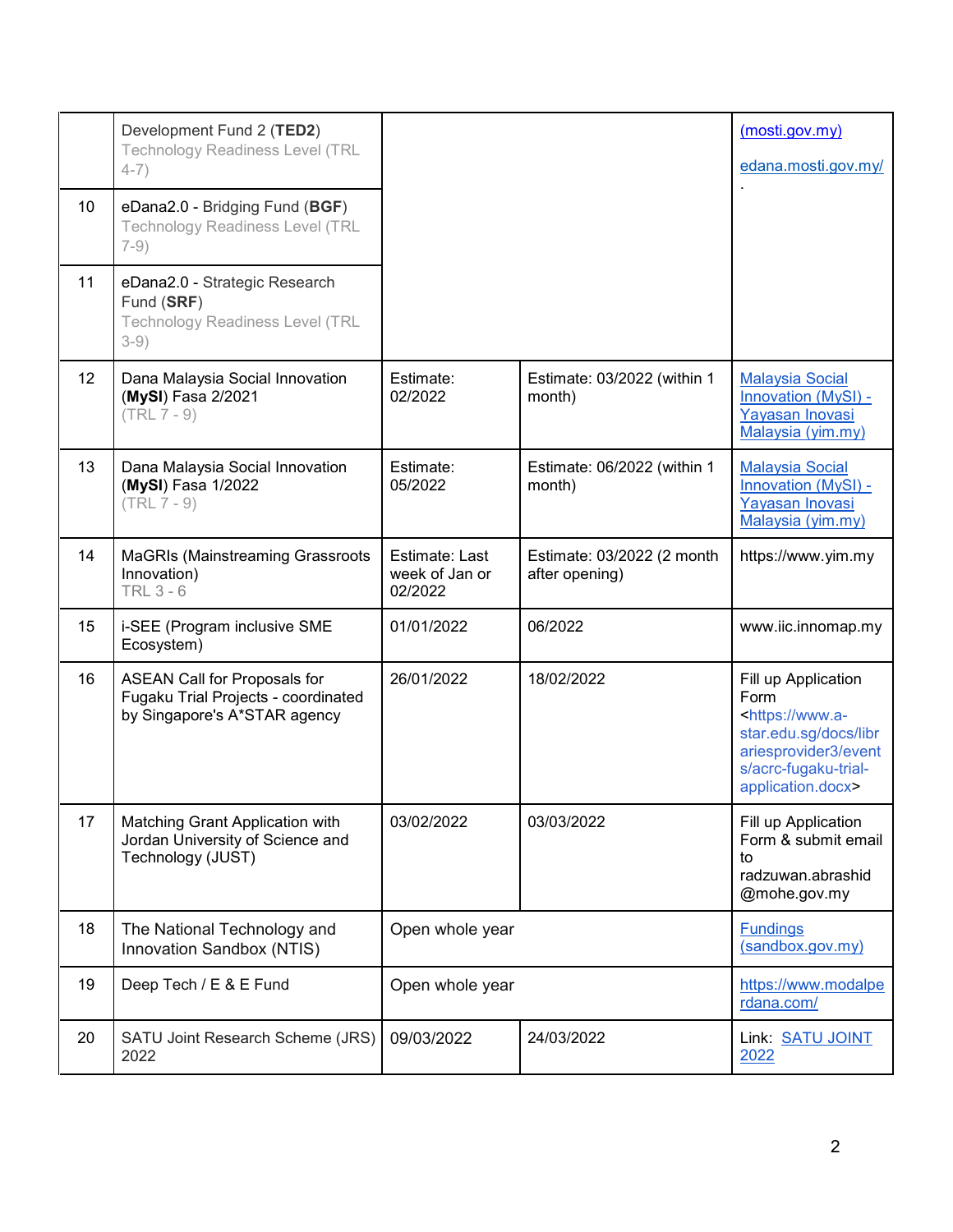| | | | | |
|---|---|---|---|---|
| | Development Fund 2 (**TED2**) Technology Readiness Level (TRL 4-7) | | | (mosti.gov.my) edana.mosti.gov.my/ . |
| 10 | eDana2.0 - Bridging Fund (**BGF**) Technology Readiness Level (TRL 7-9) | | | |
| 11 | eDana2.0 - Strategic Research Fund (**SRF**) Technology Readiness Level (TRL 3-9) | | | |
| 12 | Dana Malaysia Social Innovation (**MySI**) Fasa 2/2021 (TRL 7 - 9) | Estimate: 02/2022 | Estimate: 03/2022 (within 1 month) | Malaysia Social Innovation (MySI) - Yayasan Inovasi Malaysia (yim.my) |
| 13 | Dana Malaysia Social Innovation (**MySI**) Fasa 1/2022 (TRL 7 - 9) | Estimate: 05/2022 | Estimate: 06/2022 (within 1 month) | Malaysia Social Innovation (MySI) - Yayasan Inovasi Malaysia (yim.my) |
| 14 | MaGRIs (Mainstreaming Grassroots Innovation) TRL 3 - 6 | Estimate: Last week of Jan or 02/2022 | Estimate: 03/2022 (2 month after opening) | https://www.yim.my |
| 15 | i-SEE (Program inclusive SME Ecosystem) | 01/01/2022 | 06/2022 | www.iic.innomap.my |
| 16 | ASEAN Call for Proposals for Fugaku Trial Projects - coordinated by Singapore's A*STAR agency | 26/01/2022 | 18/02/2022 | Fill up Application Form <https://www.a-star.edu.sg/docs/librariesprovider3/events/acrc-fugaku-trial-application.docx> |
| 17 | Matching Grant Application with Jordan University of Science and Technology (JUST) | 03/02/2022 | 03/03/2022 | Fill up Application Form & submit email to radzuwan.abrashid@mohe.gov.my |
| 18 | The National Technology and Innovation Sandbox (NTIS) | Open whole year | | Fundings (sandbox.gov.my) |
| 19 | Deep Tech / E & E Fund | Open whole year | | https://www.modalperdana.com/ |
| 20 | SATU Joint Research Scheme (JRS) 2022 | 09/03/2022 | 24/03/2022 | Link: SATU JOINT 2022 |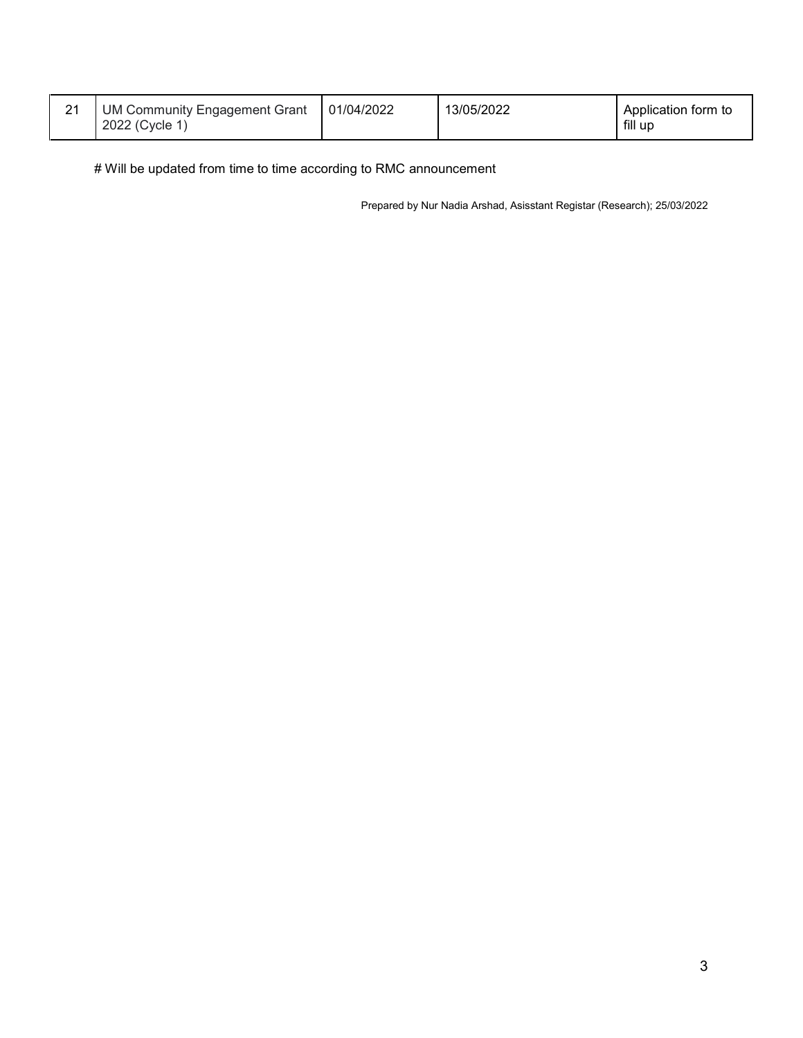| | | | | |
|---|---|---|---|---|
| 21 | UM Community Engagement Grant 2022 (Cycle 1) | 01/04/2022 | 13/05/2022 | Application form to fill up |

# Will be updated from time to time according to RMC announcement

Prepared by Nur Nadia Arshad, Asisstant Registar (Research); 25/03/2022